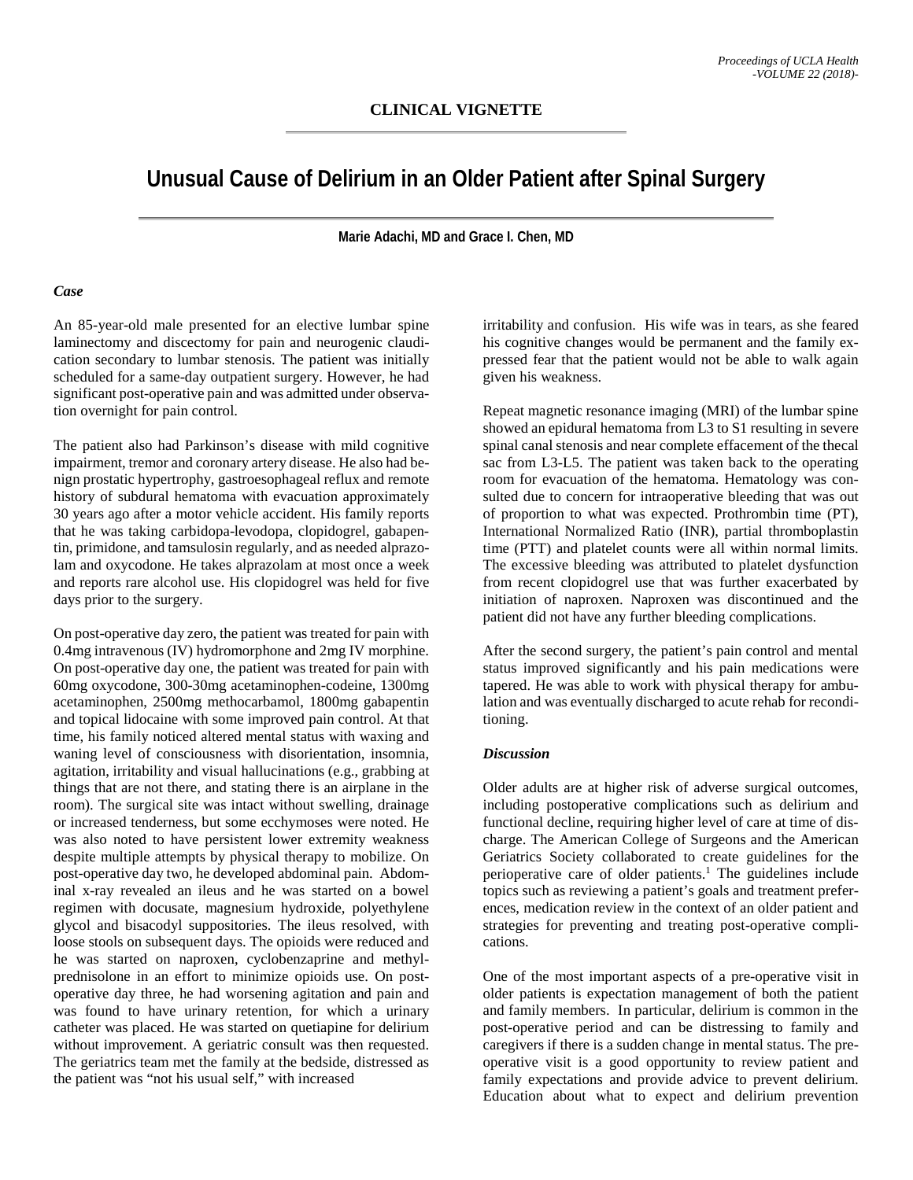**CLINICAL VIGNETTE**

# Unusual Cause of Delirium in an Older Patient after Spinal Surgery

**Marie Adachi, MD and Grace I. Chen, MD**

### *Case*

An 85-year-old male presented for an elective lumbar spine laminectomy and discectomy for pain and neurogenic claudication secondary to lumbar stenosis. The patient was initially scheduled for a same-day outpatient surgery. However, he had significant post-operative pain and was admitted under observation overnight for pain control.

The patient also had Parkinson's disease with mild cognitive impairment, tremor and coronary artery disease. He also had benign prostatic hypertrophy, gastroesophageal reflux and remote history of subdural hematoma with evacuation approximately 30 years ago after a motor vehicle accident. His family reports that he was taking carbidopa-levodopa, clopidogrel, gabapentin, primidone, and tamsulosin regularly, and as needed alprazolam and oxycodone. He takes alprazolam at most once a week and reports rare alcohol use. His clopidogrel was held for five days prior to the surgery.

On post-operative day zero, the patient was treated for pain with 0.4mg intravenous (IV) hydromorphone and 2mg IV morphine. On post-operative day one, the patient was treated for pain with 60mg oxycodone, 300-30mg acetaminophen-codeine, 1300mg acetaminophen, 2500mg methocarbamol, 1800mg gabapentin and topical lidocaine with some improved pain control. At that time, his family noticed altered mental status with waxing and waning level of consciousness with disorientation, insomnia, agitation, irritability and visual hallucinations (e.g., grabbing at things that are not there, and stating there is an airplane in the room). The surgical site was intact without swelling, drainage or increased tenderness, but some ecchymoses were noted. He was also noted to have persistent lower extremity weakness despite multiple attempts by physical therapy to mobilize. On post-operative day two, he developed abdominal pain. Abdominal x-ray revealed an ileus and he was started on a bowel regimen with docusate, magnesium hydroxide, polyethylene glycol and bisacodyl suppositories. The ileus resolved, with loose stools on subsequent days. The opioids were reduced and he was started on naproxen, cyclobenzaprine and methylprednisolone in an effort to minimize opioids use. On post-operative day three, he had worsening agitation and pain and was found to have urinary retention, for which a urinary catheter was placed. He was started on quetiapine for delirium without improvement. A geriatric consult was then requested. The geriatrics team met the family at the bedside, distressed as the patient was "not his usual self," with increased irritability and confusion. His wife was in tears, as she feared his cognitive changes would be permanent and the family expressed fear that the patient would not be able to walk again given his weakness.

Repeat magnetic resonance imaging (MRI) of the lumbar spine showed an epidural hematoma from L3 to S1 resulting in severe spinal canal stenosis and near complete effacement of the thecal sac from L3-L5. The patient was taken back to the operating room for evacuation of the hematoma. Hematology was consulted due to concern for intraoperative bleeding that was out of proportion to what was expected. Prothrombin time (PT), International Normalized Ratio (INR), partial thromboplastin time (PTT) and platelet counts were all within normal limits. The excessive bleeding was attributed to platelet dysfunction from recent clopidogrel use that was further exacerbated by initiation of naproxen. Naproxen was discontinued and the patient did not have any further bleeding complications.

After the second surgery, the patient's pain control and mental status improved significantly and his pain medications were tapered. He was able to work with physical therapy for ambulation and was eventually discharged to acute rehab for reconditioning.

### *Discussion*

Older adults are at higher risk of adverse surgical outcomes, including postoperative complications such as delirium and functional decline, requiring higher level of care at time of discharge. The American College of Surgeons and the American Geriatrics Society collaborated to create guidelines for the perioperative care of older patients.[1] The guidelines include topics such as reviewing a patient's goals and treatment preferences, medication review in the context of an older patient and strategies for preventing and treating post-operative complications.

One of the most important aspects of a pre-operative visit in older patients is expectation management of both the patient and family members. In particular, delirium is common in the post-operative period and can be distressing to family and caregivers if there is a sudden change in mental status. The pre-operative visit is a good opportunity to review patient and family expectations and provide advice to prevent delirium. Education about what to expect and delirium prevention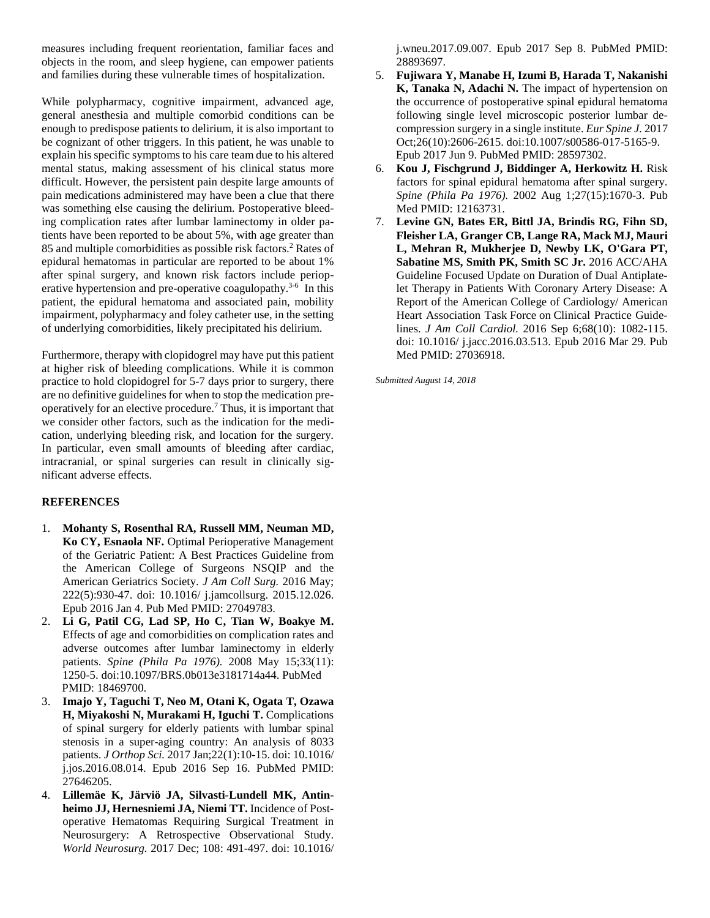measures including frequent reorientation, familiar faces and objects in the room, and sleep hygiene, can empower patients and families during these vulnerable times of hospitalization.

While polypharmacy, cognitive impairment, advanced age, general anesthesia and multiple comorbid conditions can be enough to predispose patients to delirium, it is also important to be cognizant of other triggers. In this patient, he was unable to explain his specific symptoms to his care team due to his altered mental status, making assessment of his clinical status more difficult. However, the persistent pain despite large amounts of pain medications administered may have been a clue that there was something else causing the delirium. Postoperative bleeding complication rates after lumbar laminectomy in older patients have been reported to be about 5%, with age greater than 85 and multiple comorbidities as possible risk factors.[2] Rates of epidural hematomas in particular are reported to be about 1% after spinal surgery, and known risk factors include perioperative hypertension and pre-operative coagulopathy.[3-6] In this patient, the epidural hematoma and associated pain, mobility impairment, polypharmacy and foley catheter use, in the setting of underlying comorbidities, likely precipitated his delirium.

Furthermore, therapy with clopidogrel may have put this patient at higher risk of bleeding complications. While it is common practice to hold clopidogrel for 5-7 days prior to surgery, there are no definitive guidelines for when to stop the medication preoperatively for an elective procedure.[7] Thus, it is important that we consider other factors, such as the indication for the medication, underlying bleeding risk, and location for the surgery. In particular, even small amounts of bleeding after cardiac, intracranial, or spinal surgeries can result in clinically significant adverse effects.

## REFERENCES

1. **Mohanty S, Rosenthal RA, Russell MM, Neuman MD, Ko CY, Esnaola NF.** Optimal Perioperative Management of the Geriatric Patient: A Best Practices Guideline from the American College of Surgeons NSQIP and the American Geriatrics Society. *J Am Coll Surg.* 2016 May; 222(5):930-47. doi: 10.1016/ j.jamcollsurg. 2015.12.026. Epub 2016 Jan 4. Pub Med PMID: 27049783.
2. **Li G, Patil CG, Lad SP, Ho C, Tian W, Boakye M.** Effects of age and comorbidities on complication rates and adverse outcomes after lumbar laminectomy in elderly patients. *Spine (Phila Pa 1976).* 2008 May 15;33(11): 1250-5. doi:10.1097/BRS.0b013e3181714a44. PubMed PMID: 18469700.
3. **Imajo Y, Taguchi T, Neo M, Otani K, Ogata T, Ozawa H, Miyakoshi N, Murakami H, Iguchi T.** Complications of spinal surgery for elderly patients with lumbar spinal stenosis in a super-aging country: An analysis of 8033 patients. *J Orthop Sci.* 2017 Jan;22(1):10-15. doi: 10.1016/ j.jos.2016.08.014. Epub 2016 Sep 16. PubMed PMID: 27646205.
4. **Lillemäe K, Järviö JA, Silvasti-Lundell MK, Antinheimo JJ, Hernesniemi JA, Niemi TT.** Incidence of Postoperative Hematomas Requiring Surgical Treatment in Neurosurgery: A Retrospective Observational Study. *World Neurosurg.* 2017 Dec; 108: 491-497. doi: 10.1016/ j.wneu.2017.09.007. Epub 2017 Sep 8. PubMed PMID: 28893697.
5. **Fujiwara Y, Manabe H, Izumi B, Harada T, Nakanishi K, Tanaka N, Adachi N.** The impact of hypertension on the occurrence of postoperative spinal epidural hematoma following single level microscopic posterior lumbar decompression surgery in a single institute. *Eur Spine J.* 2017 Oct;26(10):2606-2615. doi:10.1007/s00586-017-5165-9. Epub 2017 Jun 9. PubMed PMID: 28597302.
6. **Kou J, Fischgrund J, Biddinger A, Herkowitz H.** Risk factors for spinal epidural hematoma after spinal surgery. *Spine (Phila Pa 1976).* 2002 Aug 1;27(15):1670-3. Pub Med PMID: 12163731.
7. **Levine GN, Bates ER, Bittl JA, Brindis RG, Fihn SD, Fleisher LA, Granger CB, Lange RA, Mack MJ, Mauri L, Mehran R, Mukherjee D, Newby LK, O'Gara PT, Sabatine MS, Smith PK, Smith SC Jr.** 2016 ACC/AHA Guideline Focused Update on Duration of Dual Antiplatelet Therapy in Patients With Coronary Artery Disease: A Report of the American College of Cardiology/ American Heart Association Task Force on Clinical Practice Guidelines. *J Am Coll Cardiol.* 2016 Sep 6;68(10): 1082-115. doi: 10.1016/ j.jacc.2016.03.513. Epub 2016 Mar 29. Pub Med PMID: 27036918.

*Submitted August 14, 2018*